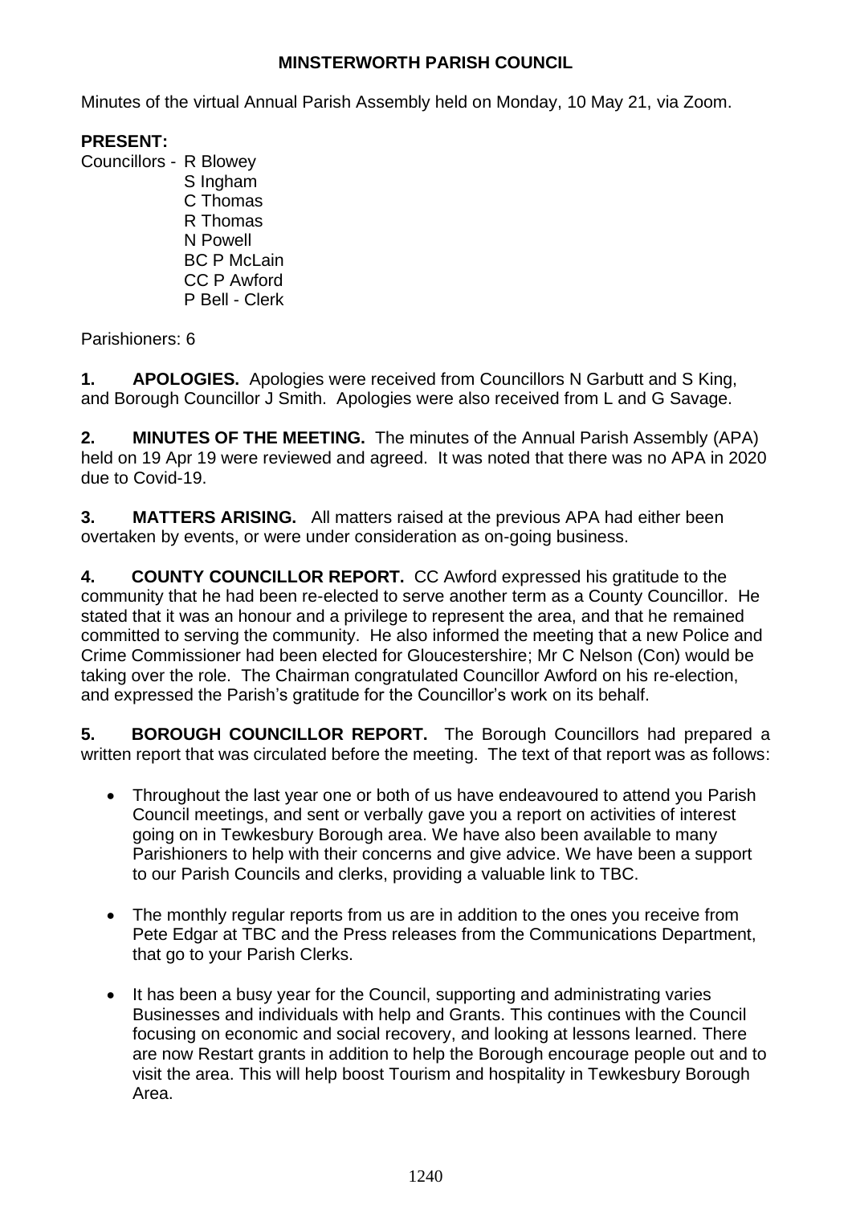**MINSTERWORTH PARISH COUNCIL**

Minutes of the virtual Annual Parish Assembly held on Monday, 10 May 21, via Zoom.

**PRESENT:**

Councillors - R Blowey
S Ingham
C Thomas
R Thomas
N Powell
BC P McLain
CC P Awford
P Bell - Clerk

Parishioners: 6

**1. APOLOGIES.** Apologies were received from Councillors N Garbutt and S King, and Borough Councillor J Smith. Apologies were also received from L and G Savage.

**2. MINUTES OF THE MEETING.** The minutes of the Annual Parish Assembly (APA) held on 19 Apr 19 were reviewed and agreed. It was noted that there was no APA in 2020 due to Covid-19.

**3. MATTERS ARISING.** All matters raised at the previous APA had either been overtaken by events, or were under consideration as on-going business.

**4. COUNTY COUNCILLOR REPORT.** CC Awford expressed his gratitude to the community that he had been re-elected to serve another term as a County Councillor. He stated that it was an honour and a privilege to represent the area, and that he remained committed to serving the community. He also informed the meeting that a new Police and Crime Commissioner had been elected for Gloucestershire; Mr C Nelson (Con) would be taking over the role. The Chairman congratulated Councillor Awford on his re-election, and expressed the Parish's gratitude for the Councillor's work on its behalf.

**5. BOROUGH COUNCILLOR REPORT.** The Borough Councillors had prepared a written report that was circulated before the meeting. The text of that report was as follows:

- Throughout the last year one or both of us have endeavoured to attend you Parish Council meetings, and sent or verbally gave you a report on activities of interest going on in Tewkesbury Borough area. We have also been available to many Parishioners to help with their concerns and give advice. We have been a support to our Parish Councils and clerks, providing a valuable link to TBC.

- The monthly regular reports from us are in addition to the ones you receive from Pete Edgar at TBC and the Press releases from the Communications Department, that go to your Parish Clerks.

- It has been a busy year for the Council, supporting and administrating varies Businesses and individuals with help and Grants. This continues with the Council focusing on economic and social recovery, and looking at lessons learned. There are now Restart grants in addition to help the Borough encourage people out and to visit the area. This will help boost Tourism and hospitality in Tewkesbury Borough Area.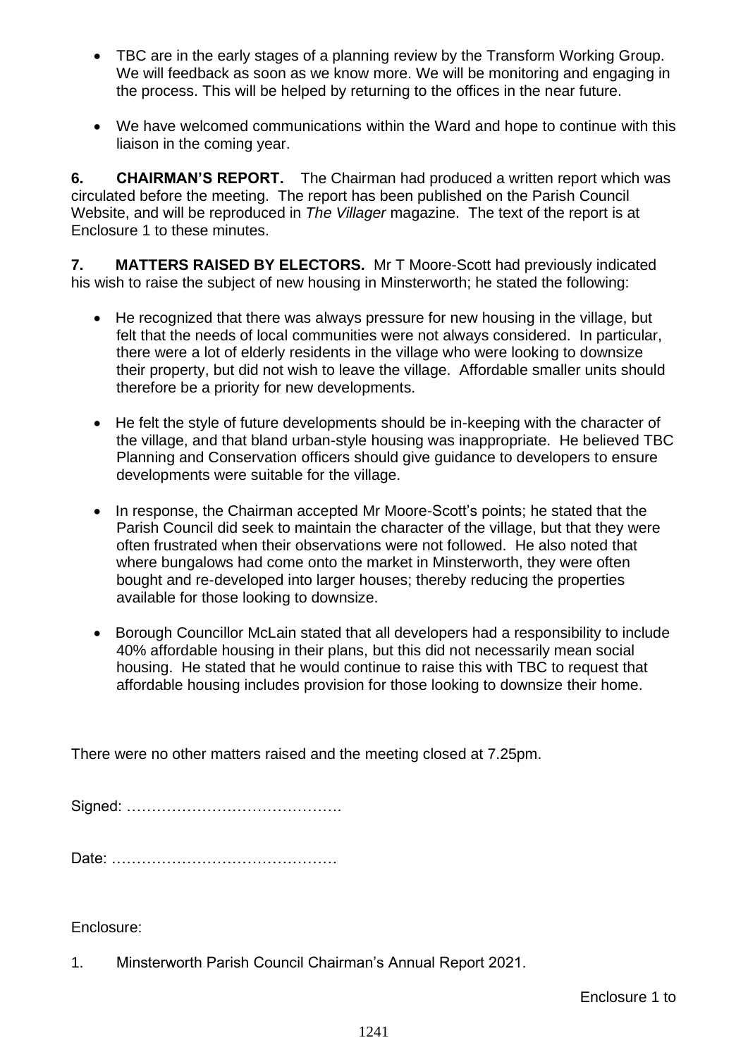- TBC are in the early stages of a planning review by the Transform Working Group. We will feedback as soon as we know more. We will be monitoring and engaging in the process. This will be helped by returning to the offices in the near future.

- We have welcomed communications within the Ward and hope to continue with this liaison in the coming year.

**6. CHAIRMAN'S REPORT.** The Chairman had produced a written report which was circulated before the meeting. The report has been published on the Parish Council Website, and will be reproduced in *The Villager* magazine. The text of the report is at Enclosure 1 to these minutes.

**7. MATTERS RAISED BY ELECTORS.** Mr T Moore-Scott had previously indicated his wish to raise the subject of new housing in Minsterworth; he stated the following:

- He recognized that there was always pressure for new housing in the village, but felt that the needs of local communities were not always considered. In particular, there were a lot of elderly residents in the village who were looking to downsize their property, but did not wish to leave the village. Affordable smaller units should therefore be a priority for new developments.

- He felt the style of future developments should be in-keeping with the character of the village, and that bland urban-style housing was inappropriate. He believed TBC Planning and Conservation officers should give guidance to developers to ensure developments were suitable for the village.

- In response, the Chairman accepted Mr Moore-Scott's points; he stated that the Parish Council did seek to maintain the character of the village, but that they were often frustrated when their observations were not followed. He also noted that where bungalows had come onto the market in Minsterworth, they were often bought and re-developed into larger houses; thereby reducing the properties available for those looking to downsize.

- Borough Councillor McLain stated that all developers had a responsibility to include 40% affordable housing in their plans, but this did not necessarily mean social housing. He stated that he would continue to raise this with TBC to request that affordable housing includes provision for those looking to downsize their home.

There were no other matters raised and the meeting closed at 7.25pm.

Signed: …………………………………….

Date: ………………………………………

Enclosure:

1. Minsterworth Parish Council Chairman's Annual Report 2021.

Enclosure 1 to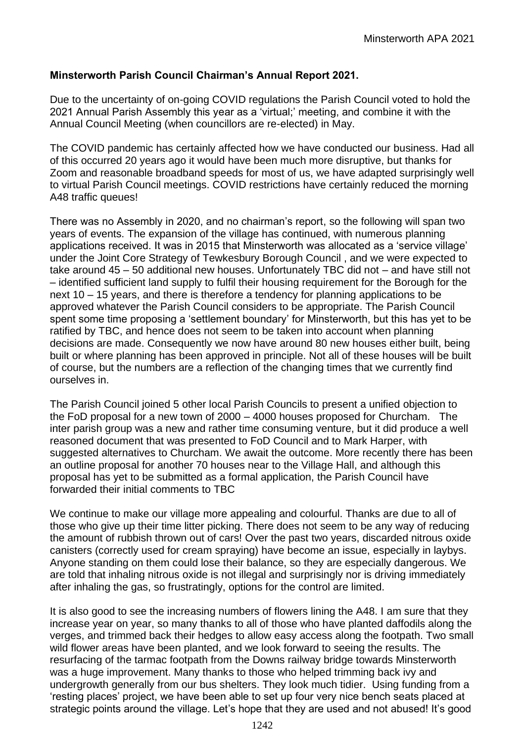**Minsterworth Parish Council Chairman's Annual Report 2021.**

Due to the uncertainty of on-going COVID regulations the Parish Council voted to hold the 2021 Annual Parish Assembly this year as a 'virtual;' meeting, and combine it with the Annual Council Meeting (when councillors are re-elected) in May.

The COVID pandemic has certainly affected how we have conducted our business. Had all of this occurred 20 years ago it would have been much more disruptive, but thanks for Zoom and reasonable broadband speeds for most of us, we have adapted surprisingly well to virtual Parish Council meetings. COVID restrictions have certainly reduced the morning A48 traffic queues!

There was no Assembly in 2020, and no chairman's report, so the following will span two years of events. The expansion of the village has continued, with numerous planning applications received. It was in 2015 that Minsterworth was allocated as a 'service village' under the Joint Core Strategy of Tewkesbury Borough Council , and we were expected to take around 45 – 50 additional new houses. Unfortunately TBC did not – and have still not – identified sufficient land supply to fulfil their housing requirement for the Borough for the next 10 – 15 years, and there is therefore a tendency for planning applications to be approved whatever the Parish Council considers to be appropriate. The Parish Council spent some time proposing a 'settlement boundary' for Minsterworth, but this has yet to be ratified by TBC, and hence does not seem to be taken into account when planning decisions are made. Consequently we now have around 80 new houses either built, being built or where planning has been approved in principle. Not all of these houses will be built of course, but the numbers are a reflection of the changing times that we currently find ourselves in.

The Parish Council joined 5 other local Parish Councils to present a unified objection to the FoD proposal for a new town of 2000 – 4000 houses proposed for Churcham. The inter parish group was a new and rather time consuming venture, but it did produce a well reasoned document that was presented to FoD Council and to Mark Harper, with suggested alternatives to Churcham. We await the outcome. More recently there has been an outline proposal for another 70 houses near to the Village Hall, and although this proposal has yet to be submitted as a formal application, the Parish Council have forwarded their initial comments to TBC

We continue to make our village more appealing and colourful. Thanks are due to all of those who give up their time litter picking. There does not seem to be any way of reducing the amount of rubbish thrown out of cars! Over the past two years, discarded nitrous oxide canisters (correctly used for cream spraying) have become an issue, especially in laybys. Anyone standing on them could lose their balance, so they are especially dangerous. We are told that inhaling nitrous oxide is not illegal and surprisingly nor is driving immediately after inhaling the gas, so frustratingly, options for the control are limited.

It is also good to see the increasing numbers of flowers lining the A48. I am sure that they increase year on year, so many thanks to all of those who have planted daffodils along the verges, and trimmed back their hedges to allow easy access along the footpath. Two small wild flower areas have been planted, and we look forward to seeing the results. The resurfacing of the tarmac footpath from the Downs railway bridge towards Minsterworth was a huge improvement. Many thanks to those who helped trimming back ivy and undergrowth generally from our bus shelters. They look much tidier. Using funding from a 'resting places' project, we have been able to set up four very nice bench seats placed at strategic points around the village. Let's hope that they are used and not abused! It's good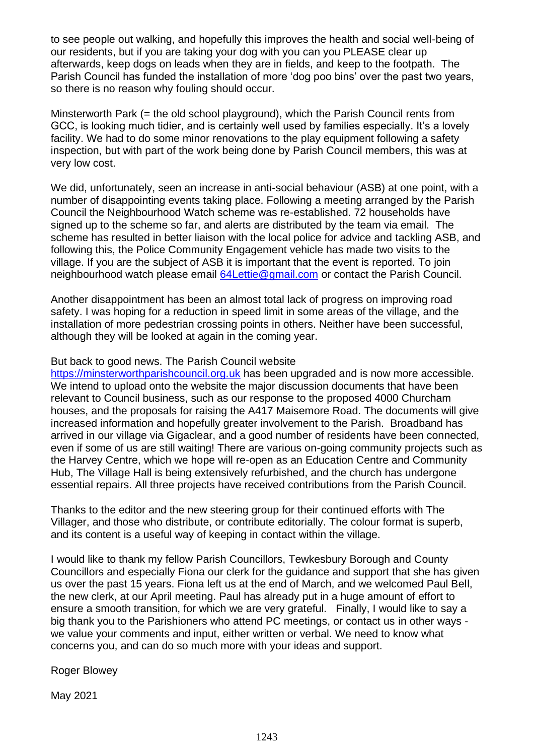to see people out walking, and hopefully this improves the health and social well-being of our residents, but if you are taking your dog with you can you PLEASE clear up afterwards, keep dogs on leads when they are in fields, and keep to the footpath. The Parish Council has funded the installation of more 'dog poo bins' over the past two years, so there is no reason why fouling should occur.

Minsterworth Park (= the old school playground), which the Parish Council rents from GCC, is looking much tidier, and is certainly well used by families especially. It's a lovely facility. We had to do some minor renovations to the play equipment following a safety inspection, but with part of the work being done by Parish Council members, this was at very low cost.

We did, unfortunately, seen an increase in anti-social behaviour (ASB) at one point, with a number of disappointing events taking place. Following a meeting arranged by the Parish Council the Neighbourhood Watch scheme was re-established. 72 households have signed up to the scheme so far, and alerts are distributed by the team via email. The scheme has resulted in better liaison with the local police for advice and tackling ASB, and following this, the Police Community Engagement vehicle has made two visits to the village. If you are the subject of ASB it is important that the event is reported. To join neighbourhood watch please email [64Lettie@gmail.com](mailto:64Lettie@gmail.com) or contact the Parish Council.

Another disappointment has been an almost total lack of progress on improving road safety. I was hoping for a reduction in speed limit in some areas of the village, and the installation of more pedestrian crossing points in others. Neither have been successful, although they will be looked at again in the coming year.

But back to good news. The Parish Council website [https://minsterworthparishcouncil.org.uk](https://minsterworthparishcouncil.org.uk) has been upgraded and is now more accessible. We intend to upload onto the website the major discussion documents that have been relevant to Council business, such as our response to the proposed 4000 Churcham houses, and the proposals for raising the A417 Maisemore Road. The documents will give increased information and hopefully greater involvement to the Parish. Broadband has arrived in our village via Gigaclear, and a good number of residents have been connected, even if some of us are still waiting! There are various on-going community projects such as the Harvey Centre, which we hope will re-open as an Education Centre and Community Hub, The Village Hall is being extensively refurbished, and the church has undergone essential repairs. All three projects have received contributions from the Parish Council.

Thanks to the editor and the new steering group for their continued efforts with The Villager, and those who distribute, or contribute editorially. The colour format is superb, and its content is a useful way of keeping in contact within the village.

I would like to thank my fellow Parish Councillors, Tewkesbury Borough and County Councillors and especially Fiona our clerk for the guidance and support that she has given us over the past 15 years. Fiona left us at the end of March, and we welcomed Paul Bell, the new clerk, at our April meeting. Paul has already put in a huge amount of effort to ensure a smooth transition, for which we are very grateful. Finally, I would like to say a big thank you to the Parishioners who attend PC meetings, or contact us in other ways - we value your comments and input, either written or verbal. We need to know what concerns you, and can do so much more with your ideas and support.

Roger Blowey

May 2021